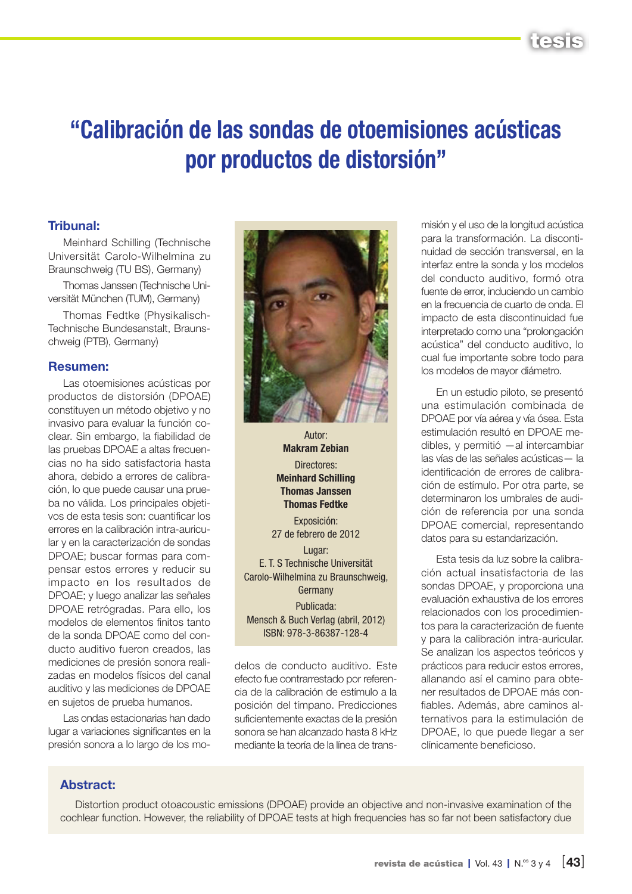# "Calibración de las sondas de otoemisiones acústicas por productos de distorsión"

### Tribunal:

Meinhard Schilling (Technische Universität Carolo-Wilhelmina zu Braunschweig (TU BS), Germany)

Thomas Janssen (Technische Universität München (TUM), Germany)

Thomas Fedtke (Physikalisch-Technische Bundesanstalt, Braunschweig (PTB), Germany)

### Resumen:

Las otoemisiones acústicas por productos de distorsión (DPOAE) constituyen un método objetivo y no invasivo para evaluar la función coclear. Sin embargo, la fiabilidad de las pruebas DPOAE a altas frecuencias no ha sido satisfactoria hasta ahora, debido a errores de calibración, lo que puede causar una prueba no válida. Los principales objetivos de esta tesis son: cuantificar los errores en la calibración intra-auricular y en la caracterización de sondas DPOAE; buscar formas para compensar estos errores y reducir su impacto en los resultados de DPOAE; y luego analizar las señales DPOAE retrógradas. Para ello, los modelos de elementos finitos tanto de la sonda DPOAE como del conducto auditivo fueron creados, las mediciones de presión sonora realizadas en modelos físicos del canal auditivo y las mediciones de DPOAE en sujetos de prueba humanos.

Las ondas estacionarias han dado lugar a variaciones significantes en la presión sonora a lo largo de los modelos de conducto auditivo. Este efecto fue contrarrestado por referencia de la calibración de estímulo a la posición del tímpano. Predicciones suficientemente exactas de la presión sonora se han alcanzado hasta 8 kHz mediante la teoría de la línea de transmisión y el uso de la longitud acústica para la transformación. La discontinuidad de sección transversal, en la interfaz entre la sonda y los modelos del conducto auditivo, formó otra fuente de error, induciendo un cambio en la frecuencia de cuarto de onda. El impacto de esta discontinuidad fue interpretado como una "prolongación acústica" del conducto auditivo, lo cual fue importante sobre todo para los modelos de mayor diámetro.

En un estudio piloto, se presentó una estimulación combinada de DPOAE por vía aérea y vía ósea. Esta estimulación resultó en DPOAE medibles, y permitió —al intercambiar las vías de las señales acústicas— la identificación de errores de calibración de estímulo. Por otra parte, se determinaron los umbrales de audición de referencia por una sonda DPOAE comercial, representando datos para su estandarización.

Esta tesis da luz sobre la calibración actual insatisfactoria de las sondas DPOAE, y proporciona una evaluación exhaustiva de los errores relacionados con los procedimientos para la caracterización de fuente y para la calibración intra-auricular. Se analizan los aspectos teóricos y prácticos para reducir estos errores, allanando así el camino para obtener resultados de DPOAE más confiables. Además, abre caminos alternativos para la estimulación de DPOAE, lo que puede llegar a ser clínicamente beneficioso.

Autor:
**Makram Zebian**

Directores:
**Meinhard Schilling**
**Thomas Janssen**
**Thomas Fedtke**

Exposición:
27 de febrero de 2012

Lugar:
E. T. S Technische Universität Carolo-Wilhelmina zu Braunschweig, Germany

Publicada:
Mensch & Buch Verlag (abril, 2012)
ISBN: 978-3-86387-128-4

### Abstract:

Distortion product otoacoustic emissions (DPOAE) provide an objective and non-invasive examination of the cochlear function. However, the reliability of DPOAE tests at high frequencies has so far not been satisfactory due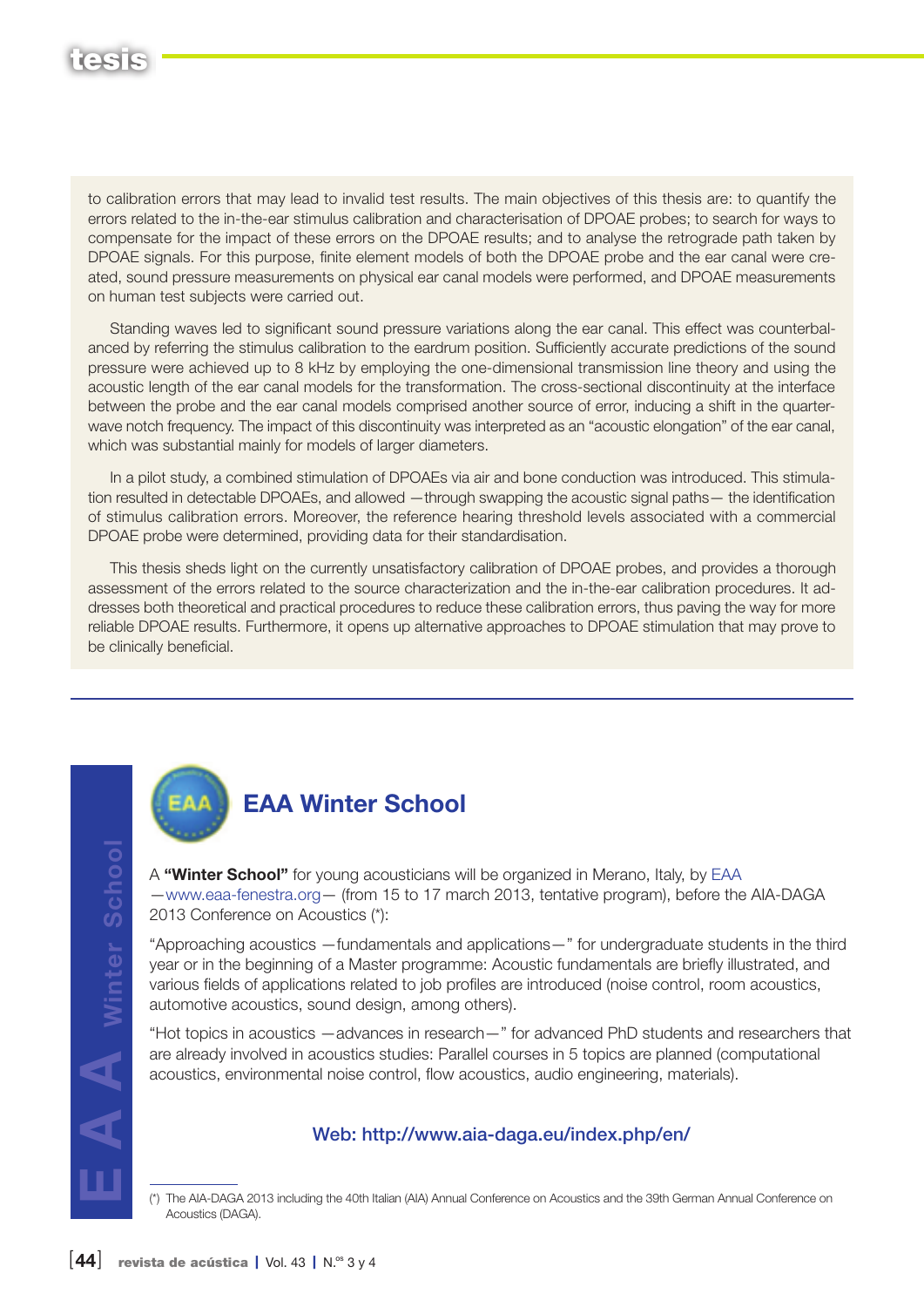to calibration errors that may lead to invalid test results. The main objectives of this thesis are: to quantify the errors related to the in-the-ear stimulus calibration and characterisation of DPOAE probes; to search for ways to compensate for the impact of these errors on the DPOAE results; and to analyse the retrograde path taken by DPOAE signals. For this purpose, finite element models of both the DPOAE probe and the ear canal were created, sound pressure measurements on physical ear canal models were performed, and DPOAE measurements on human test subjects were carried out.

Standing waves led to significant sound pressure variations along the ear canal. This effect was counterbalanced by referring the stimulus calibration to the eardrum position. Sufficiently accurate predictions of the sound pressure were achieved up to 8 kHz by employing the one-dimensional transmission line theory and using the acoustic length of the ear canal models for the transformation. The cross-sectional discontinuity at the interface between the probe and the ear canal models comprised another source of error, inducing a shift in the quarter-wave notch frequency. The impact of this discontinuity was interpreted as an "acoustic elongation" of the ear canal, which was substantial mainly for models of larger diameters.

In a pilot study, a combined stimulation of DPOAEs via air and bone conduction was introduced. This stimulation resulted in detectable DPOAEs, and allowed —through swapping the acoustic signal paths— the identification of stimulus calibration errors. Moreover, the reference hearing threshold levels associated with a commercial DPOAE probe were determined, providing data for their standardisation.

This thesis sheds light on the currently unsatisfactory calibration of DPOAE probes, and provides a thorough assessment of the errors related to the source characterization and the in-the-ear calibration procedures. It addresses both theoretical and practical procedures to reduce these calibration errors, thus paving the way for more reliable DPOAE results. Furthermore, it opens up alternative approaches to DPOAE stimulation that may prove to be clinically beneficial.

---

EAA Winter School

## EAA Winter School

A **"Winter School"** for young acousticians will be organized in Merano, Italy, by EAA —www.eaa-fenestra.org— (from 15 to 17 march 2013, tentative program), before the AIA-DAGA 2013 Conference on Acoustics (*):

"Approaching acoustics —fundamentals and applications—" for undergraduate students in the third year or in the beginning of a Master programme: Acoustic fundamentals are briefly illustrated, and various fields of applications related to job profiles are introduced (noise control, room acoustics, automotive acoustics, sound design, among others).

"Hot topics in acoustics —advances in research—" for advanced PhD students and researchers that are already involved in acoustics studies: Parallel courses in 5 topics are planned (computational acoustics, environmental noise control, flow acoustics, audio engineering, materials).

Web: http://www.aia-daga.eu/index.php/en/

(*) The AIA-DAGA 2013 including the 40th Italian (AIA) Annual Conference on Acoustics and the 39th German Annual Conference on Acoustics (DAGA).